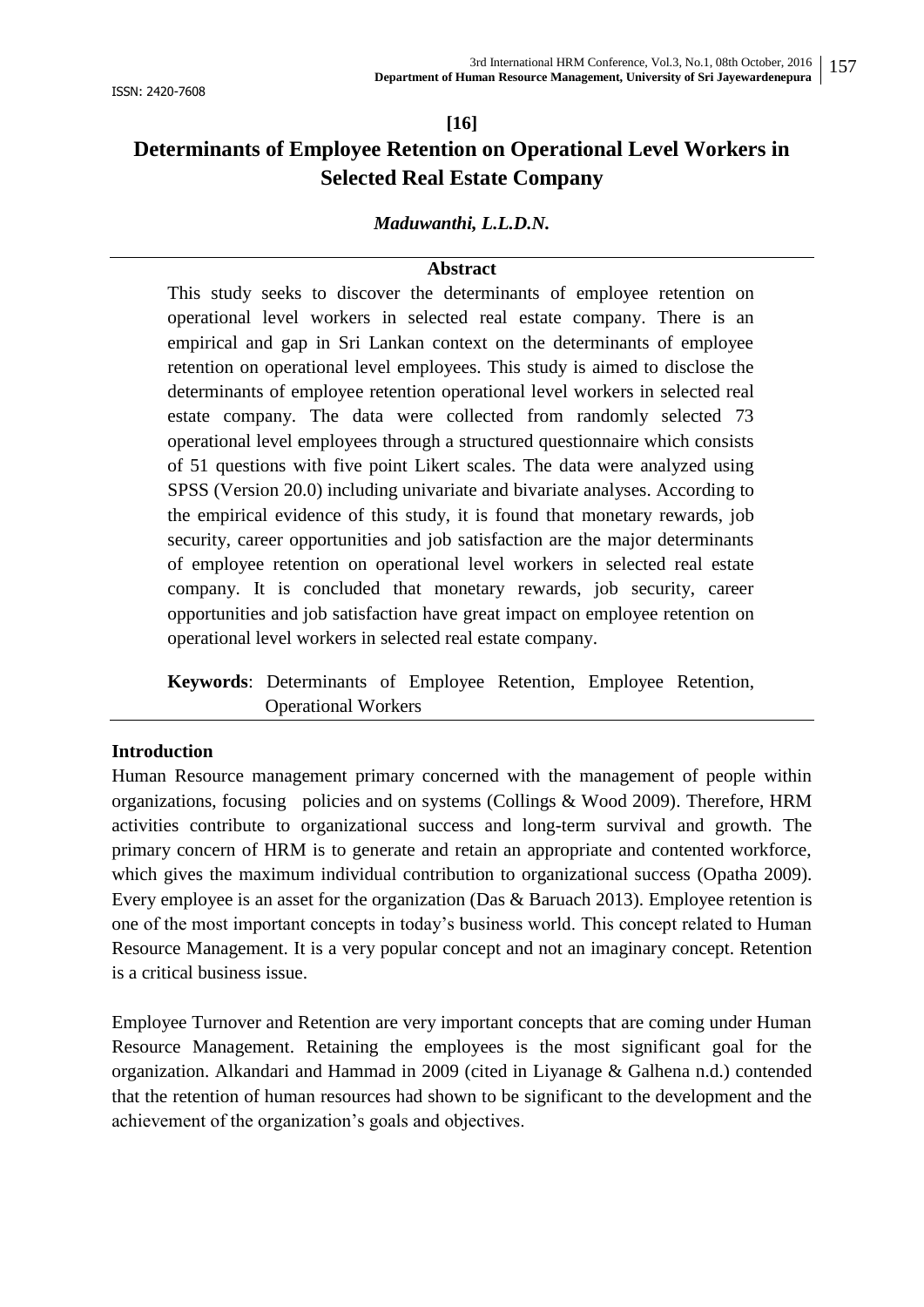**[16]**

# Determinants of Employee Retention on Operational Level Workers in Selected Real Estate Company

***Maduwanthi, L.L.D.N.***

## Abstract

This study seeks to discover the determinants of employee retention on operational level workers in selected real estate company. There is an empirical and gap in Sri Lankan context on the determinants of employee retention on operational level employees. This study is aimed to disclose the determinants of employee retention operational level workers in selected real estate company. The data were collected from randomly selected 73 operational level employees through a structured questionnaire which consists of 51 questions with five point Likert scales. The data were analyzed using SPSS (Version 20.0) including univariate and bivariate analyses. According to the empirical evidence of this study, it is found that monetary rewards, job security, career opportunities and job satisfaction are the major determinants of employee retention on operational level workers in selected real estate company. It is concluded that monetary rewards, job security, career opportunities and job satisfaction have great impact on employee retention on operational level workers in selected real estate company.

**Keywords**: Determinants of Employee Retention, Employee Retention, Operational Workers

## Introduction

Human Resource management primary concerned with the management of people within organizations, focusing policies and on systems (Collings & Wood 2009). Therefore, HRM activities contribute to organizational success and long-term survival and growth. The primary concern of HRM is to generate and retain an appropriate and contented workforce, which gives the maximum individual contribution to organizational success (Opatha 2009). Every employee is an asset for the organization (Das & Baruach 2013). Employee retention is one of the most important concepts in today's business world. This concept related to Human Resource Management. It is a very popular concept and not an imaginary concept. Retention is a critical business issue.

Employee Turnover and Retention are very important concepts that are coming under Human Resource Management. Retaining the employees is the most significant goal for the organization. Alkandari and Hammad in 2009 (cited in Liyanage & Galhena n.d.) contended that the retention of human resources had shown to be significant to the development and the achievement of the organization's goals and objectives.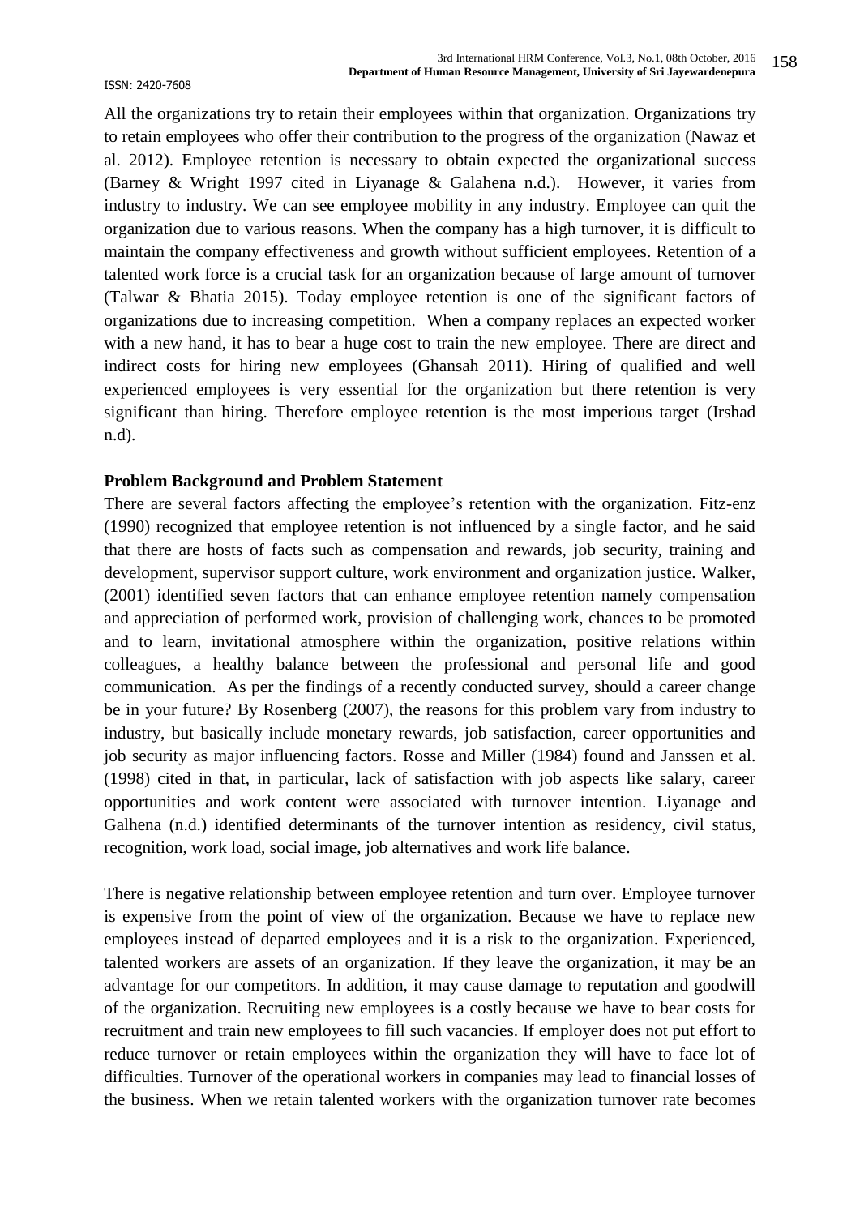All the organizations try to retain their employees within that organization. Organizations try to retain employees who offer their contribution to the progress of the organization (Nawaz et al. 2012). Employee retention is necessary to obtain expected the organizational success (Barney & Wright 1997 cited in Liyanage & Galahena n.d.). However, it varies from industry to industry. We can see employee mobility in any industry. Employee can quit the organization due to various reasons. When the company has a high turnover, it is difficult to maintain the company effectiveness and growth without sufficient employees. Retention of a talented work force is a crucial task for an organization because of large amount of turnover (Talwar & Bhatia 2015). Today employee retention is one of the significant factors of organizations due to increasing competition. When a company replaces an expected worker with a new hand, it has to bear a huge cost to train the new employee. There are direct and indirect costs for hiring new employees (Ghansah 2011). Hiring of qualified and well experienced employees is very essential for the organization but there retention is very significant than hiring. Therefore employee retention is the most imperious target (Irshad n.d).

**Problem Background and Problem Statement**

There are several factors affecting the employee's retention with the organization. Fitz-enz (1990) recognized that employee retention is not influenced by a single factor, and he said that there are hosts of facts such as compensation and rewards, job security, training and development, supervisor support culture, work environment and organization justice. Walker, (2001) identified seven factors that can enhance employee retention namely compensation and appreciation of performed work, provision of challenging work, chances to be promoted and to learn, invitational atmosphere within the organization, positive relations within colleagues, a healthy balance between the professional and personal life and good communication. As per the findings of a recently conducted survey, should a career change be in your future? By Rosenberg (2007), the reasons for this problem vary from industry to industry, but basically include monetary rewards, job satisfaction, career opportunities and job security as major influencing factors. Rosse and Miller (1984) found and Janssen et al. (1998) cited in that, in particular, lack of satisfaction with job aspects like salary, career opportunities and work content were associated with turnover intention. Liyanage and Galhena (n.d.) identified determinants of the turnover intention as residency, civil status, recognition, work load, social image, job alternatives and work life balance.

There is negative relationship between employee retention and turn over. Employee turnover is expensive from the point of view of the organization. Because we have to replace new employees instead of departed employees and it is a risk to the organization. Experienced, talented workers are assets of an organization. If they leave the organization, it may be an advantage for our competitors. In addition, it may cause damage to reputation and goodwill of the organization. Recruiting new employees is a costly because we have to bear costs for recruitment and train new employees to fill such vacancies. If employer does not put effort to reduce turnover or retain employees within the organization they will have to face lot of difficulties. Turnover of the operational workers in companies may lead to financial losses of the business. When we retain talented workers with the organization turnover rate becomes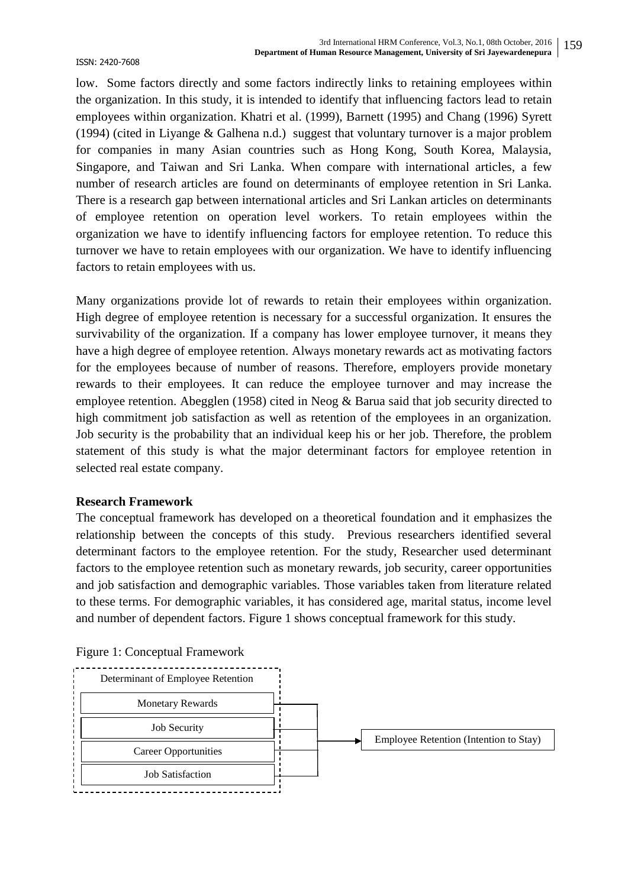low. Some factors directly and some factors indirectly links to retaining employees within the organization. In this study, it is intended to identify that influencing factors lead to retain employees within organization. Khatri et al. (1999), Barnett (1995) and Chang (1996) Syrett (1994) (cited in Liyange & Galhena n.d.) suggest that voluntary turnover is a major problem for companies in many Asian countries such as Hong Kong, South Korea, Malaysia, Singapore, and Taiwan and Sri Lanka. When compare with international articles, a few number of research articles are found on determinants of employee retention in Sri Lanka. There is a research gap between international articles and Sri Lankan articles on determinants of employee retention on operation level workers. To retain employees within the organization we have to identify influencing factors for employee retention. To reduce this turnover we have to retain employees with our organization. We have to identify influencing factors to retain employees with us.

Many organizations provide lot of rewards to retain their employees within organization. High degree of employee retention is necessary for a successful organization. It ensures the survivability of the organization. If a company has lower employee turnover, it means they have a high degree of employee retention. Always monetary rewards act as motivating factors for the employees because of number of reasons. Therefore, employers provide monetary rewards to their employees. It can reduce the employee turnover and may increase the employee retention. Abegglen (1958) cited in Neog & Barua said that job security directed to high commitment job satisfaction as well as retention of the employees in an organization. Job security is the probability that an individual keep his or her job. Therefore, the problem statement of this study is what the major determinant factors for employee retention in selected real estate company.

**Research Framework**

The conceptual framework has developed on a theoretical foundation and it emphasizes the relationship between the concepts of this study. Previous researchers identified several determinant factors to the employee retention. For the study, Researcher used determinant factors to the employee retention such as monetary rewards, job security, career opportunities and job satisfaction and demographic variables. Those variables taken from literature related to these terms. For demographic variables, it has considered age, marital status, income level and number of dependent factors. Figure 1 shows conceptual framework for this study.

Figure 1: Conceptual Framework

Determinant of Employee Retention

- Monetary Rewards
- Job Security
- Career Opportunities
- Job Satisfaction

→ Employee Retention (Intention to Stay)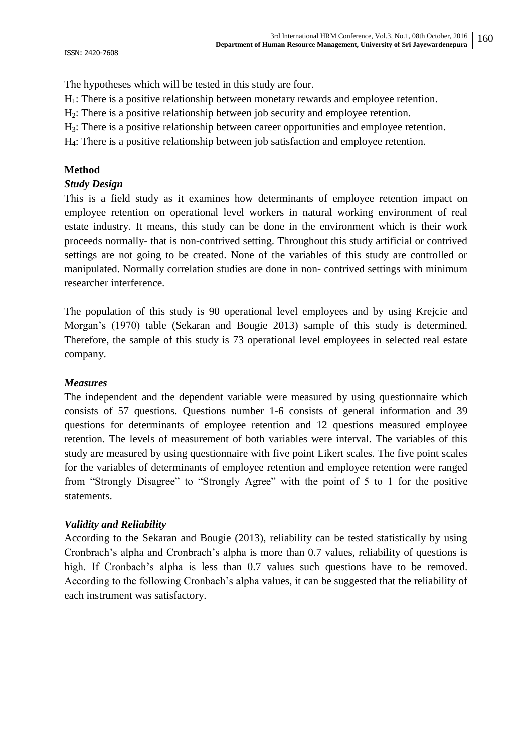The hypotheses which will be tested in this study are four.

$H_1$: There is a positive relationship between monetary rewards and employee retention.

$H_2$: There is a positive relationship between job security and employee retention.

$H_3$: There is a positive relationship between career opportunities and employee retention.

$H_4$: There is a positive relationship between job satisfaction and employee retention.

## Method

### *Study Design*

This is a field study as it examines how determinants of employee retention impact on employee retention on operational level workers in natural working environment of real estate industry. It means, this study can be done in the environment which is their work proceeds normally- that is non-contrived setting. Throughout this study artificial or contrived settings are not going to be created. None of the variables of this study are controlled or manipulated. Normally correlation studies are done in non- contrived settings with minimum researcher interference.

The population of this study is 90 operational level employees and by using Krejcie and Morgan's (1970) table (Sekaran and Bougie 2013) sample of this study is determined. Therefore, the sample of this study is 73 operational level employees in selected real estate company.

### *Measures*

The independent and the dependent variable were measured by using questionnaire which consists of 57 questions. Questions number 1-6 consists of general information and 39 questions for determinants of employee retention and 12 questions measured employee retention. The levels of measurement of both variables were interval. The variables of this study are measured by using questionnaire with five point Likert scales. The five point scales for the variables of determinants of employee retention and employee retention were ranged from "Strongly Disagree" to "Strongly Agree" with the point of 5 to 1 for the positive statements.

### *Validity and Reliability*

According to the Sekaran and Bougie (2013), reliability can be tested statistically by using Cronbrach's alpha and Cronbrach's alpha is more than 0.7 values, reliability of questions is high. If Cronbach's alpha is less than 0.7 values such questions have to be removed. According to the following Cronbach's alpha values, it can be suggested that the reliability of each instrument was satisfactory.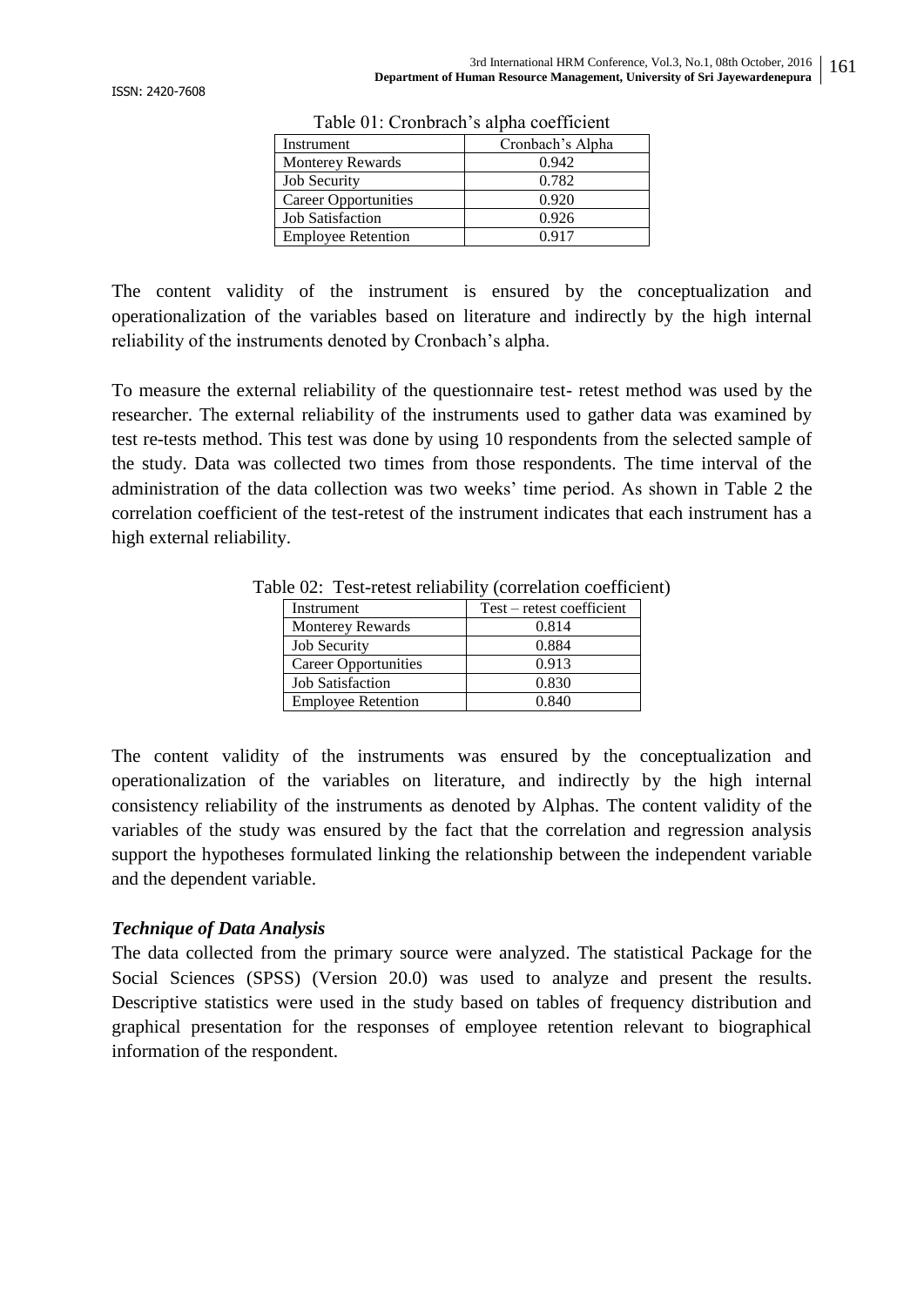Table 01: Cronbrach's alpha coefficient

| Instrument | Cronbach's Alpha |
|---|---|
| Monterey Rewards | 0.942 |
| Job Security | 0.782 |
| Career Opportunities | 0.920 |
| Job Satisfaction | 0.926 |
| Employee Retention | 0.917 |

The content validity of the instrument is ensured by the conceptualization and operationalization of the variables based on literature and indirectly by the high internal reliability of the instruments denoted by Cronbach's alpha.

To measure the external reliability of the questionnaire test- retest method was used by the researcher. The external reliability of the instruments used to gather data was examined by test re-tests method. This test was done by using 10 respondents from the selected sample of the study. Data was collected two times from those respondents. The time interval of the administration of the data collection was two weeks' time period. As shown in Table 2 the correlation coefficient of the test-retest of the instrument indicates that each instrument has a high external reliability.

Table 02: Test-retest reliability (correlation coefficient)

| Instrument | Test – retest coefficient |
|---|---|
| Monterey Rewards | 0.814 |
| Job Security | 0.884 |
| Career Opportunities | 0.913 |
| Job Satisfaction | 0.830 |
| Employee Retention | 0.840 |

The content validity of the instruments was ensured by the conceptualization and operationalization of the variables on literature, and indirectly by the high internal consistency reliability of the instruments as denoted by Alphas. The content validity of the variables of the study was ensured by the fact that the correlation and regression analysis support the hypotheses formulated linking the relationship between the independent variable and the dependent variable.

***Technique of Data Analysis***

The data collected from the primary source were analyzed. The statistical Package for the Social Sciences (SPSS) (Version 20.0) was used to analyze and present the results. Descriptive statistics were used in the study based on tables of frequency distribution and graphical presentation for the responses of employee retention relevant to biographical information of the respondent.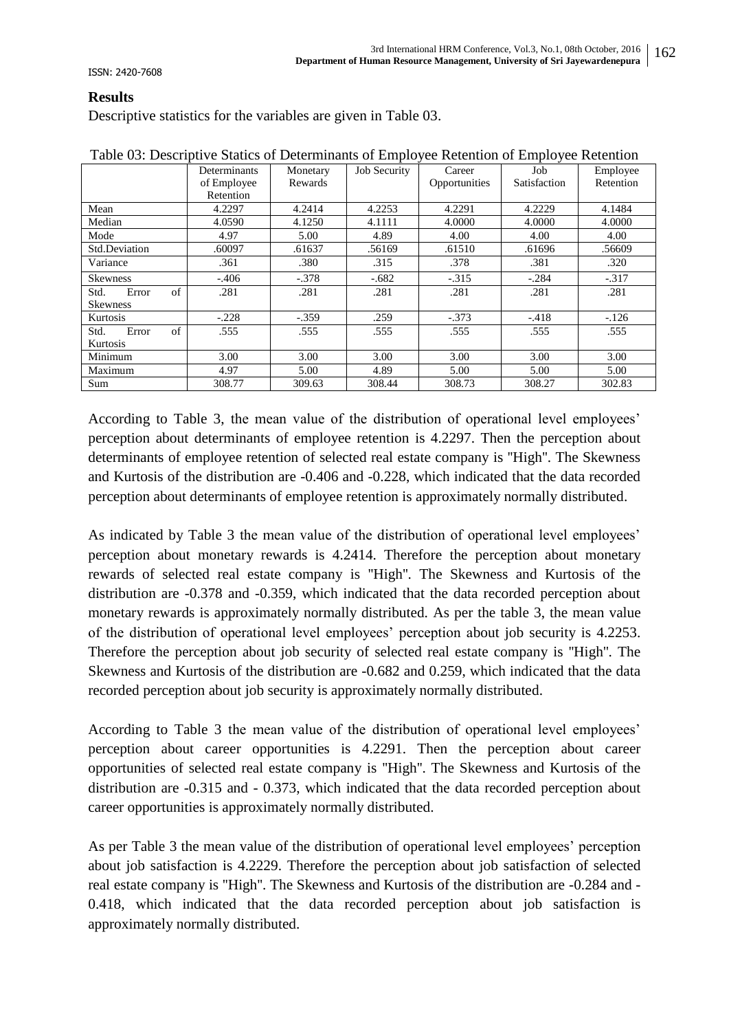## Results

Descriptive statistics for the variables are given in Table 03.

Table 03: Descriptive Statics of Determinants of Employee Retention of Employee Retention

| | Determinants of Employee Retention | Monetary Rewards | Job Security | Career Opportunities | Job Satisfaction | Employee Retention |
|---|---|---|---|---|---|---|
| Mean | 4.2297 | 4.2414 | 4.2253 | 4.2291 | 4.2229 | 4.1484 |
| Median | 4.0590 | 4.1250 | 4.1111 | 4.0000 | 4.0000 | 4.0000 |
| Mode | 4.97 | 5.00 | 4.89 | 4.00 | 4.00 | 4.00 |
| Std.Deviation | .60097 | .61637 | .56169 | .61510 | .61696 | .56609 |
| Variance | .361 | .380 | .315 | .378 | .381 | .320 |
| Skewness | -.406 | -.378 | -.682 | -.315 | -.284 | -.317 |
| Std. Error of Skewness | .281 | .281 | .281 | .281 | .281 | .281 |
| Kurtosis | -.228 | -.359 | .259 | -.373 | -.418 | -.126 |
| Std. Error of Kurtosis | .555 | .555 | .555 | .555 | .555 | .555 |
| Minimum | 3.00 | 3.00 | 3.00 | 3.00 | 3.00 | 3.00 |
| Maximum | 4.97 | 5.00 | 4.89 | 5.00 | 5.00 | 5.00 |
| Sum | 308.77 | 309.63 | 308.44 | 308.73 | 308.27 | 302.83 |

According to Table 3, the mean value of the distribution of operational level employees' perception about determinants of employee retention is 4.2297. Then the perception about determinants of employee retention of selected real estate company is "High". The Skewness and Kurtosis of the distribution are -0.406 and -0.228, which indicated that the data recorded perception about determinants of employee retention is approximately normally distributed.

As indicated by Table 3 the mean value of the distribution of operational level employees' perception about monetary rewards is 4.2414. Therefore the perception about monetary rewards of selected real estate company is "High". The Skewness and Kurtosis of the distribution are -0.378 and -0.359, which indicated that the data recorded perception about monetary rewards is approximately normally distributed. As per the table 3, the mean value of the distribution of operational level employees' perception about job security is 4.2253. Therefore the perception about job security of selected real estate company is "High". The Skewness and Kurtosis of the distribution are -0.682 and 0.259, which indicated that the data recorded perception about job security is approximately normally distributed.

According to Table 3 the mean value of the distribution of operational level employees' perception about career opportunities is 4.2291. Then the perception about career opportunities of selected real estate company is "High". The Skewness and Kurtosis of the distribution are -0.315 and - 0.373, which indicated that the data recorded perception about career opportunities is approximately normally distributed.

As per Table 3 the mean value of the distribution of operational level employees' perception about job satisfaction is 4.2229. Therefore the perception about job satisfaction of selected real estate company is "High". The Skewness and Kurtosis of the distribution are -0.284 and -0.418, which indicated that the data recorded perception about job satisfaction is approximately normally distributed.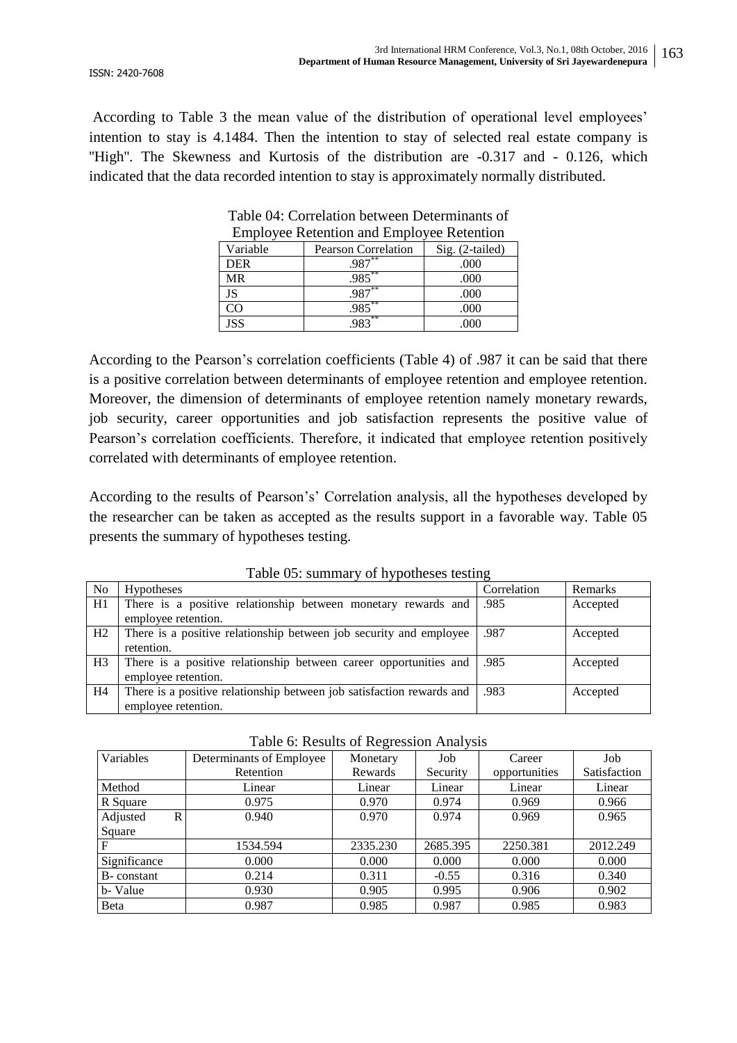According to Table 3 the mean value of the distribution of operational level employees' intention to stay is 4.1484. Then the intention to stay of selected real estate company is "High". The Skewness and Kurtosis of the distribution are -0.317 and - 0.126, which indicated that the data recorded intention to stay is approximately normally distributed.

Table 04: Correlation between Determinants of Employee Retention and Employee Retention

| Variable | Pearson Correlation | Sig. (2-tailed) |
|---|---|---|
| DER | .987** | .000 |
| MR | .985** | .000 |
| JS | .987** | .000 |
| CO | .985** | .000 |
| JSS | .983** | .000 |

According to the Pearson's correlation coefficients (Table 4) of .987 it can be said that there is a positive correlation between determinants of employee retention and employee retention. Moreover, the dimension of determinants of employee retention namely monetary rewards, job security, career opportunities and job satisfaction represents the positive value of Pearson's correlation coefficients. Therefore, it indicated that employee retention positively correlated with determinants of employee retention.

According to the results of Pearson's' Correlation analysis, all the hypotheses developed by the researcher can be taken as accepted as the results support in a favorable way. Table 05 presents the summary of hypotheses testing.

Table 05: summary of hypotheses testing

| No | Hypotheses | Correlation | Remarks |
|---|---|---|---|
| H1 | There is a positive relationship between monetary rewards and employee retention. | .985 | Accepted |
| H2 | There is a positive relationship between job security and employee retention. | .987 | Accepted |
| H3 | There is a positive relationship between career opportunities and employee retention. | .985 | Accepted |
| H4 | There is a positive relationship between job satisfaction rewards and employee retention. | .983 | Accepted |

Table 6: Results of Regression Analysis

| Variables | Determinants of Employee Retention | Monetary Rewards | Job Security | Career opportunities | Job Satisfaction |
|---|---|---|---|---|---|
| Method | Linear | Linear | Linear | Linear | Linear |
| R Square | 0.975 | 0.970 | 0.974 | 0.969 | 0.966 |
| Adjusted R Square | 0.940 | 0.970 | 0.974 | 0.969 | 0.965 |
| F | 1534.594 | 2335.230 | 2685.395 | 2250.381 | 2012.249 |
| Significance | 0.000 | 0.000 | 0.000 | 0.000 | 0.000 |
| B- constant | 0.214 | 0.311 | -0.55 | 0.316 | 0.340 |
| b- Value | 0.930 | 0.905 | 0.995 | 0.906 | 0.902 |
| Beta | 0.987 | 0.985 | 0.987 | 0.985 | 0.983 |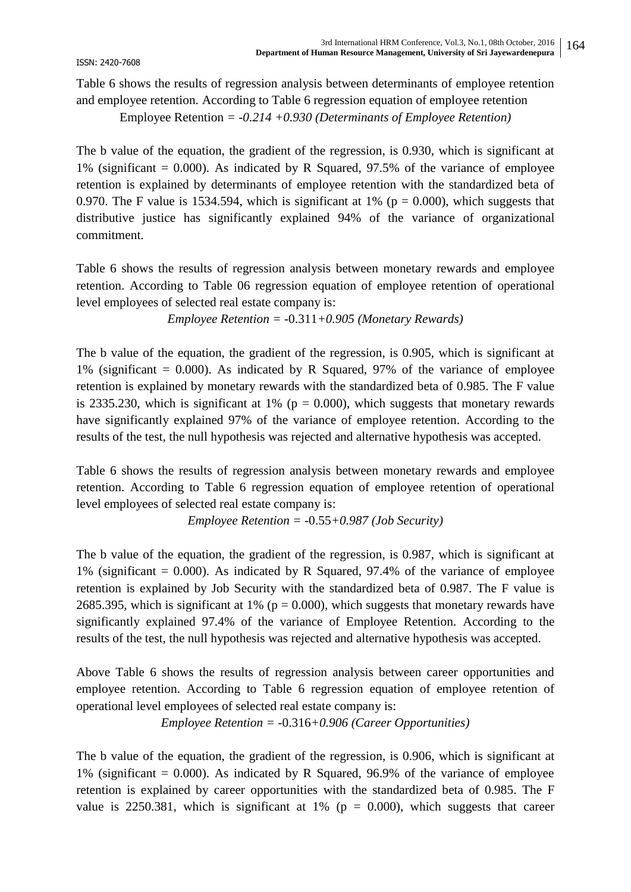Table 6 shows the results of regression analysis between determinants of employee retention and employee retention. According to Table 6 regression equation of employee retention

Employee Retention = *-0.214 +0.930 (Determinants of Employee Retention)*

The b value of the equation, the gradient of the regression, is 0.930, which is significant at 1% (significant = 0.000). As indicated by R Squared, 97.5% of the variance of employee retention is explained by determinants of employee retention with the standardized beta of 0.970. The F value is 1534.594, which is significant at 1% ($p = 0.000$), which suggests that distributive justice has significantly explained 94% of the variance of organizational commitment.

Table 6 shows the results of regression analysis between monetary rewards and employee retention. According to Table 06 regression equation of employee retention of operational level employees of selected real estate company is:

*Employee Retention* = -0.311*+0.905 (Monetary Rewards)*

The b value of the equation, the gradient of the regression, is 0.905, which is significant at 1% (significant = 0.000). As indicated by R Squared, 97% of the variance of employee retention is explained by monetary rewards with the standardized beta of 0.985. The F value is 2335.230, which is significant at 1% ($p = 0.000$), which suggests that monetary rewards have significantly explained 97% of the variance of employee retention. According to the results of the test, the null hypothesis was rejected and alternative hypothesis was accepted.

Table 6 shows the results of regression analysis between monetary rewards and employee retention. According to Table 6 regression equation of employee retention of operational level employees of selected real estate company is:

*Employee Retention* = -0.55*+0.987 (Job Security)*

The b value of the equation, the gradient of the regression, is 0.987, which is significant at 1% (significant = 0.000). As indicated by R Squared, 97.4% of the variance of employee retention is explained by Job Security with the standardized beta of 0.987. The F value is 2685.395, which is significant at 1% ($p = 0.000$), which suggests that monetary rewards have significantly explained 97.4% of the variance of Employee Retention. According to the results of the test, the null hypothesis was rejected and alternative hypothesis was accepted.

Above Table 6 shows the results of regression analysis between career opportunities and employee retention. According to Table 6 regression equation of employee retention of operational level employees of selected real estate company is:

*Employee Retention* = -0.316*+0.906 (Career Opportunities)*

The b value of the equation, the gradient of the regression, is 0.906, which is significant at 1% (significant = 0.000). As indicated by R Squared, 96.9% of the variance of employee retention is explained by career opportunities with the standardized beta of 0.985. The F value is 2250.381, which is significant at 1% ($p = 0.000$), which suggests that career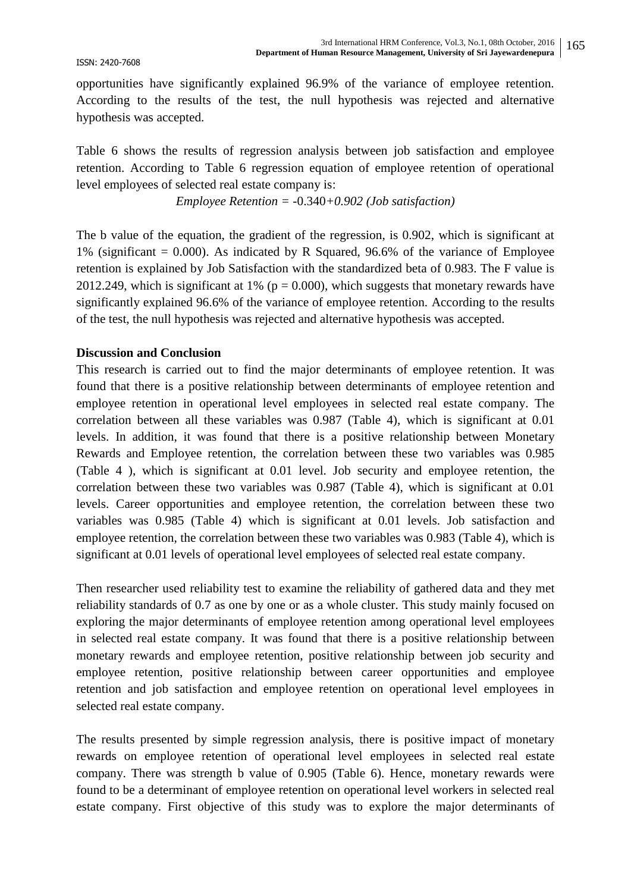opportunities have significantly explained 96.9% of the variance of employee retention. According to the results of the test, the null hypothesis was rejected and alternative hypothesis was accepted.

Table 6 shows the results of regression analysis between job satisfaction and employee retention. According to Table 6 regression equation of employee retention of operational level employees of selected real estate company is:

*Employee Retention* = -0.340+*0.902 (Job satisfaction)*

The b value of the equation, the gradient of the regression, is 0.902, which is significant at 1% (significant = 0.000). As indicated by R Squared, 96.6% of the variance of Employee retention is explained by Job Satisfaction with the standardized beta of 0.983. The F value is 2012.249, which is significant at 1% ($p = 0.000$), which suggests that monetary rewards have significantly explained 96.6% of the variance of employee retention. According to the results of the test, the null hypothesis was rejected and alternative hypothesis was accepted.

**Discussion and Conclusion**

This research is carried out to find the major determinants of employee retention. It was found that there is a positive relationship between determinants of employee retention and employee retention in operational level employees in selected real estate company. The correlation between all these variables was 0.987 (Table 4), which is significant at 0.01 levels. In addition, it was found that there is a positive relationship between Monetary Rewards and Employee retention, the correlation between these two variables was 0.985 (Table 4 ), which is significant at 0.01 level. Job security and employee retention, the correlation between these two variables was 0.987 (Table 4), which is significant at 0.01 levels. Career opportunities and employee retention, the correlation between these two variables was 0.985 (Table 4) which is significant at 0.01 levels. Job satisfaction and employee retention, the correlation between these two variables was 0.983 (Table 4), which is significant at 0.01 levels of operational level employees of selected real estate company.

Then researcher used reliability test to examine the reliability of gathered data and they met reliability standards of 0.7 as one by one or as a whole cluster. This study mainly focused on exploring the major determinants of employee retention among operational level employees in selected real estate company. It was found that there is a positive relationship between monetary rewards and employee retention, positive relationship between job security and employee retention, positive relationship between career opportunities and employee retention and job satisfaction and employee retention on operational level employees in selected real estate company.

The results presented by simple regression analysis, there is positive impact of monetary rewards on employee retention of operational level employees in selected real estate company. There was strength b value of 0.905 (Table 6). Hence, monetary rewards were found to be a determinant of employee retention on operational level workers in selected real estate company. First objective of this study was to explore the major determinants of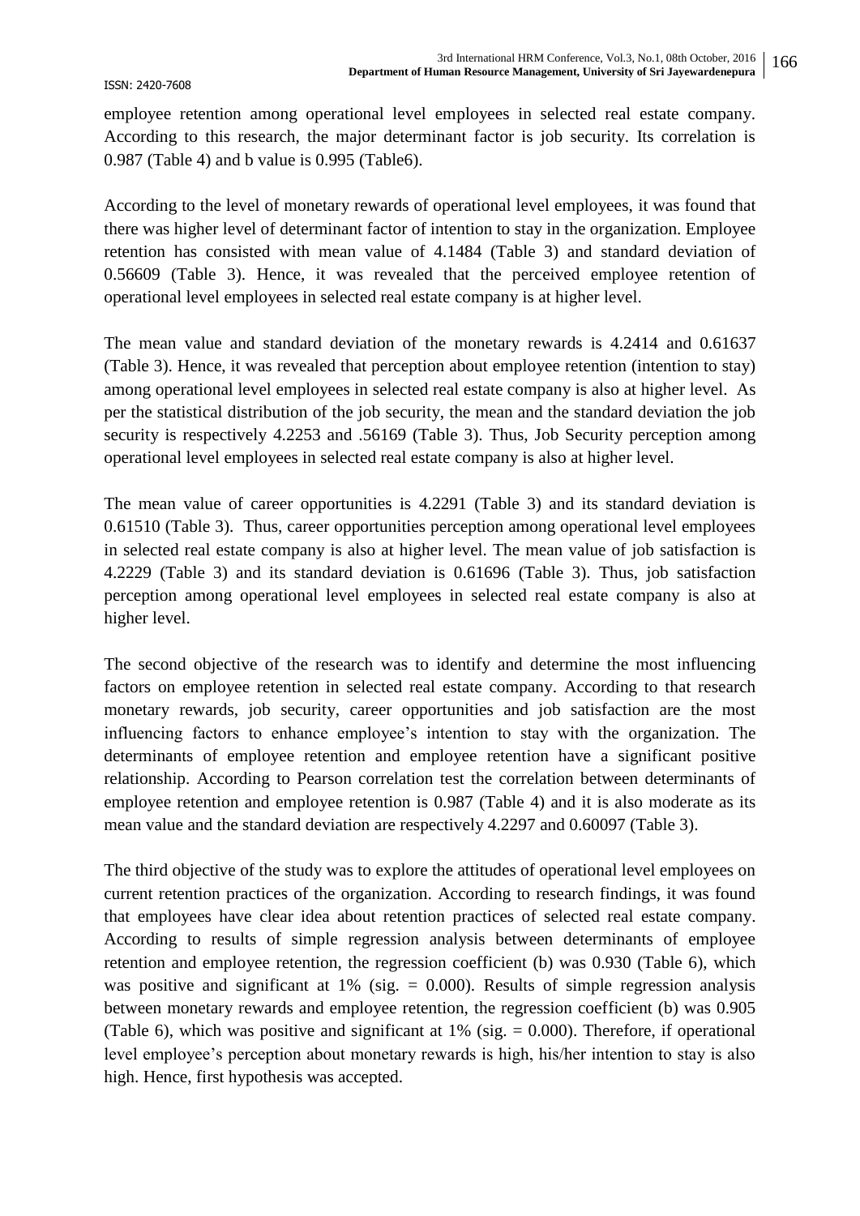employee retention among operational level employees in selected real estate company. According to this research, the major determinant factor is job security. Its correlation is 0.987 (Table 4) and b value is 0.995 (Table6).

According to the level of monetary rewards of operational level employees, it was found that there was higher level of determinant factor of intention to stay in the organization. Employee retention has consisted with mean value of 4.1484 (Table 3) and standard deviation of 0.56609 (Table 3). Hence, it was revealed that the perceived employee retention of operational level employees in selected real estate company is at higher level.

The mean value and standard deviation of the monetary rewards is 4.2414 and 0.61637 (Table 3). Hence, it was revealed that perception about employee retention (intention to stay) among operational level employees in selected real estate company is also at higher level. As per the statistical distribution of the job security, the mean and the standard deviation the job security is respectively 4.2253 and .56169 (Table 3). Thus, Job Security perception among operational level employees in selected real estate company is also at higher level.

The mean value of career opportunities is 4.2291 (Table 3) and its standard deviation is 0.61510 (Table 3). Thus, career opportunities perception among operational level employees in selected real estate company is also at higher level. The mean value of job satisfaction is 4.2229 (Table 3) and its standard deviation is 0.61696 (Table 3). Thus, job satisfaction perception among operational level employees in selected real estate company is also at higher level.

The second objective of the research was to identify and determine the most influencing factors on employee retention in selected real estate company. According to that research monetary rewards, job security, career opportunities and job satisfaction are the most influencing factors to enhance employee's intention to stay with the organization. The determinants of employee retention and employee retention have a significant positive relationship. According to Pearson correlation test the correlation between determinants of employee retention and employee retention is 0.987 (Table 4) and it is also moderate as its mean value and the standard deviation are respectively 4.2297 and 0.60097 (Table 3).

The third objective of the study was to explore the attitudes of operational level employees on current retention practices of the organization. According to research findings, it was found that employees have clear idea about retention practices of selected real estate company. According to results of simple regression analysis between determinants of employee retention and employee retention, the regression coefficient (b) was 0.930 (Table 6), which was positive and significant at 1% (sig. = 0.000). Results of simple regression analysis between monetary rewards and employee retention, the regression coefficient (b) was 0.905 (Table 6), which was positive and significant at 1% (sig. = 0.000). Therefore, if operational level employee's perception about monetary rewards is high, his/her intention to stay is also high. Hence, first hypothesis was accepted.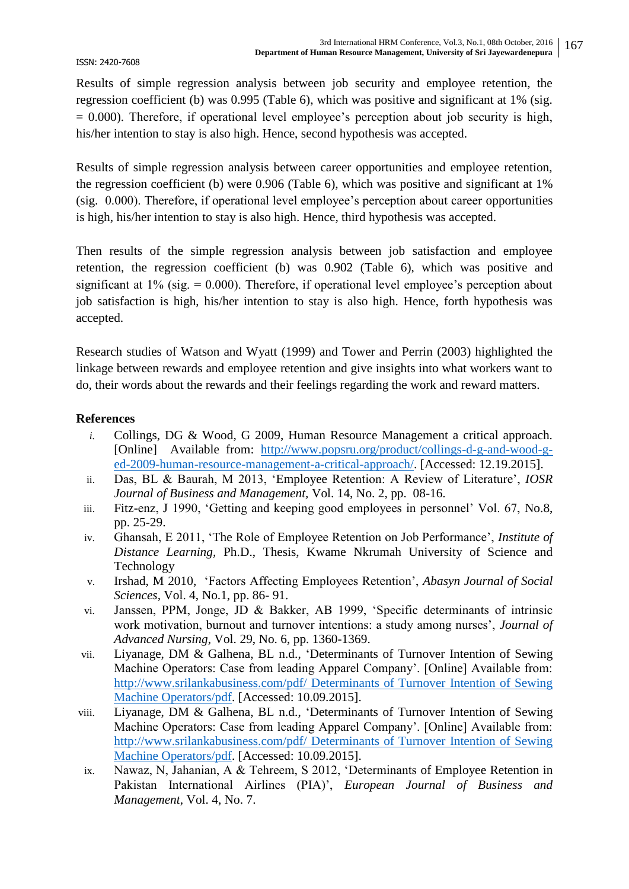Results of simple regression analysis between job security and employee retention, the regression coefficient (b) was 0.995 (Table 6), which was positive and significant at 1% (sig. = 0.000). Therefore, if operational level employee's perception about job security is high, his/her intention to stay is also high. Hence, second hypothesis was accepted.

Results of simple regression analysis between career opportunities and employee retention, the regression coefficient (b) were 0.906 (Table 6), which was positive and significant at 1% (sig. 0.000). Therefore, if operational level employee's perception about career opportunities is high, his/her intention to stay is also high. Hence, third hypothesis was accepted.

Then results of the simple regression analysis between job satisfaction and employee retention, the regression coefficient (b) was 0.902 (Table 6), which was positive and significant at 1% (sig. = 0.000). Therefore, if operational level employee's perception about job satisfaction is high, his/her intention to stay is also high. Hence, forth hypothesis was accepted.

Research studies of Watson and Wyatt (1999) and Tower and Perrin (2003) highlighted the linkage between rewards and employee retention and give insights into what workers want to do, their words about the rewards and their feelings regarding the work and reward matters.

**References**

i. Collings, DG & Wood, G 2009, Human Resource Management a critical approach. [Online] Available from: http://www.popsru.org/product/collings-d-g-and-wood-g-ed-2009-human-resource-management-a-critical-approach/. [Accessed: 12.19.2015].

ii. Das, BL & Baurah, M 2013, 'Employee Retention: A Review of Literature', *IOSR Journal of Business and Management*, Vol. 14, No. 2, pp. 08-16.

iii. Fitz-enz, J 1990, 'Getting and keeping good employees in personnel' Vol. 67, No.8, pp. 25-29.

iv. Ghansah, E 2011, 'The Role of Employee Retention on Job Performance', *Institute of Distance Learning*, Ph.D., Thesis, Kwame Nkrumah University of Science and Technology

v. Irshad, M 2010, 'Factors Affecting Employees Retention', *Abasyn Journal of Social Sciences*, Vol. 4, No.1, pp. 86- 91.

vi. Janssen, PPM, Jonge, JD & Bakker, AB 1999, 'Specific determinants of intrinsic work motivation, burnout and turnover intentions: a study among nurses', *Journal of Advanced Nursing*, Vol. 29, No. 6, pp. 1360-1369.

vii. Liyanage, DM & Galhena, BL n.d., 'Determinants of Turnover Intention of Sewing Machine Operators: Case from leading Apparel Company'. [Online] Available from: http://www.srilankabusiness.com/pdf/ Determinants of Turnover Intention of Sewing Machine Operators/pdf. [Accessed: 10.09.2015].

viii. Liyanage, DM & Galhena, BL n.d., 'Determinants of Turnover Intention of Sewing Machine Operators: Case from leading Apparel Company'. [Online] Available from: http://www.srilankabusiness.com/pdf/ Determinants of Turnover Intention of Sewing Machine Operators/pdf. [Accessed: 10.09.2015].

ix. Nawaz, N, Jahanian, A & Tehreem, S 2012, 'Determinants of Employee Retention in Pakistan International Airlines (PIA)', *European Journal of Business and Management*, Vol. 4, No. 7.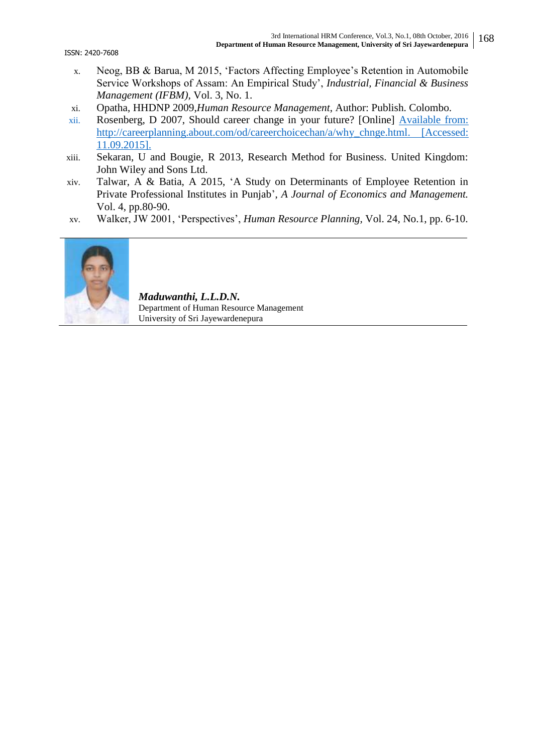x. Neog, BB & Barua, M 2015, 'Factors Affecting Employee's Retention in Automobile Service Workshops of Assam: An Empirical Study', *Industrial, Financial & Business Management (IFBM)*, Vol. 3, No. 1.

xi. Opatha, HHDNP 2009,*Human Resource Management*, Author: Publish. Colombo.

xii. Rosenberg, D 2007, Should career change in your future? [Online] Available from: http://careerplanning.about.com/od/careerchoicechan/a/why_chnge.html. [Accessed: 11.09.2015].

xiii. Sekaran, U and Bougie, R 2013, Research Method for Business. United Kingdom: John Wiley and Sons Ltd.

xiv. Talwar, A & Batia, A 2015, 'A Study on Determinants of Employee Retention in Private Professional Institutes in Punjab', *A Journal of Economics and Management.* Vol. 4, pp.80-90.

xv. Walker, JW 2001, 'Perspectives', *Human Resource Planning*, Vol. 24, No.1, pp. 6-10.

---

***Maduwanthi, L.L.D.N.***
Department of Human Resource Management
University of Sri Jayewardenepura